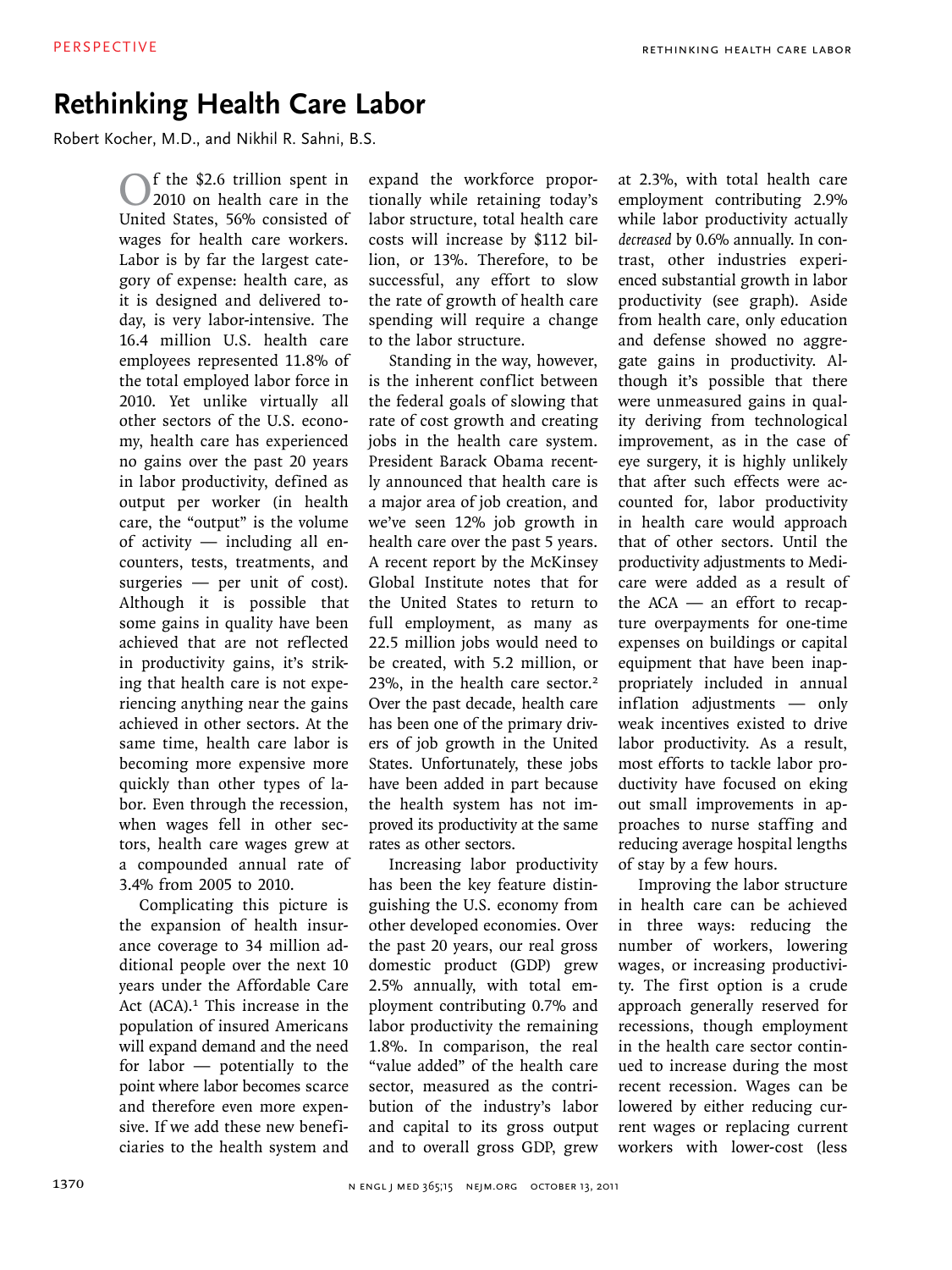# Rethinking Health Care Labor

Robert Kocher, M.D., and Nikhil R. Sahni, B.S.

Of the $2.6 trillion spent in 2010 on health care in the United States, 56% consisted of wages for health care workers. Labor is by far the largest category of expense: health care, as it is designed and delivered today, is very labor-intensive. The 16.4 million U.S. health care employees represented 11.8% of the total employed labor force in 2010. Yet unlike virtually all other sectors of the U.S. economy, health care has experienced no gains over the past 20 years in labor productivity, defined as output per worker (in health care, the "output" is the volume of activity — including all encounters, tests, treatments, and surgeries — per unit of cost). Although it is possible that some gains in quality have been achieved that are not reflected in productivity gains, it's striking that health care is not experiencing anything near the gains achieved in other sectors. At the same time, health care labor is becoming more expensive more quickly than other types of labor. Even through the recession, when wages fell in other sectors, health care wages grew at a compounded annual rate of 3.4% from 2005 to 2010.

Complicating this picture is the expansion of health insurance coverage to 34 million additional people over the next 10 years under the Affordable Care Act (ACA).[1] This increase in the population of insured Americans will expand demand and the need for labor — potentially to the point where labor becomes scarce and therefore even more expensive. If we add these new beneficiaries to the health system and expand the workforce proportionally while retaining today's labor structure, total health care costs will increase by $112 billion, or 13%. Therefore, to be successful, any effort to slow the rate of growth of health care spending will require a change to the labor structure.

Standing in the way, however, is the inherent conflict between the federal goals of slowing that rate of cost growth and creating jobs in the health care system. President Barack Obama recently announced that health care is a major area of job creation, and we've seen 12% job growth in health care over the past 5 years. A recent report by the McKinsey Global Institute notes that for the United States to return to full employment, as many as 22.5 million jobs would need to be created, with 5.2 million, or 23%, in the health care sector.[2] Over the past decade, health care has been one of the primary drivers of job growth in the United States. Unfortunately, these jobs have been added in part because the health system has not improved its productivity at the same rates as other sectors.

Increasing labor productivity has been the key feature distinguishing the U.S. economy from other developed economies. Over the past 20 years, our real gross domestic product (GDP) grew 2.5% annually, with total employment contributing 0.7% and labor productivity the remaining 1.8%. In comparison, the real "value added" of the health care sector, measured as the contribution of the industry's labor and capital to its gross output and to overall gross GDP, grew at 2.3%, with total health care employment contributing 2.9% while labor productivity actually *decreased* by 0.6% annually. In contrast, other industries experienced substantial growth in labor productivity (see graph). Aside from health care, only education and defense showed no aggregate gains in productivity. Although it's possible that there were unmeasured gains in quality deriving from technological improvement, as in the case of eye surgery, it is highly unlikely that after such effects were accounted for, labor productivity in health care would approach that of other sectors. Until the productivity adjustments to Medicare were added as a result of the ACA — an effort to recapture overpayments for one-time expenses on buildings or capital equipment that have been inappropriately included in annual inflation adjustments — only weak incentives existed to drive labor productivity. As a result, most efforts to tackle labor productivity have focused on eking out small improvements in approaches to nurse staffing and reducing average hospital lengths of stay by a few hours.

Improving the labor structure in health care can be achieved in three ways: reducing the number of workers, lowering wages, or increasing productivity. The first option is a crude approach generally reserved for recessions, though employment in the health care sector continued to increase during the most recent recession. Wages can be lowered by either reducing current wages or replacing current workers with lower-cost (less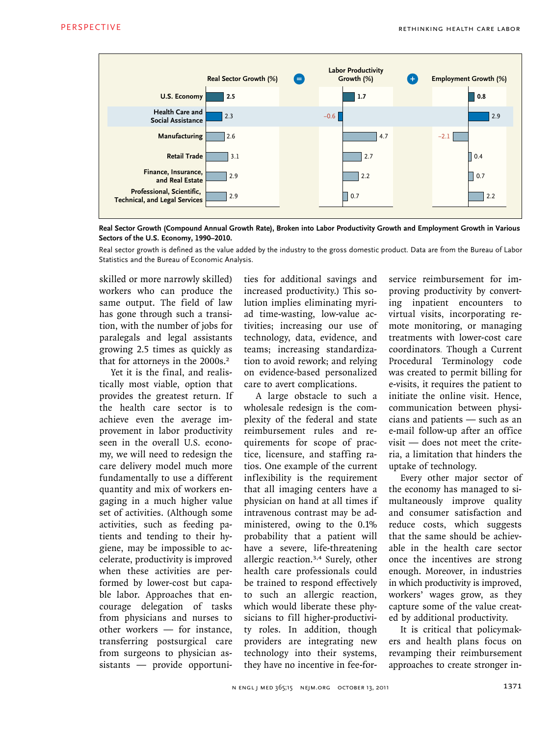| | Real Sector Growth (%) | = | Labor Productivity Growth (%) | + | Employment Growth (%) |
|---|---|---|---|---|---|
| U.S. Economy | 2.5 | | 1.7 | | 0.8 |
| Health Care and Social Assistance | 2.3 | | −0.6 | | 2.9 |
| Manufacturing | 2.6 | | 4.7 | | −2.1 |
| Retail Trade | 3.1 | | 2.7 | | 0.4 |
| Finance, Insurance, and Real Estate | 2.9 | | 2.2 | | 0.7 |
| Professional, Scientific, Technical, and Legal Services | 2.9 | | 0.7 | | 2.2 |

**Real Sector Growth (Compound Annual Growth Rate), Broken into Labor Productivity Growth and Employment Growth in Various Sectors of the U.S. Economy, 1990–2010.**

Real sector growth is defined as the value added by the industry to the gross domestic product. Data are from the Bureau of Labor Statistics and the Bureau of Economic Analysis.

skilled or more narrowly skilled) workers who can produce the same output. The field of law has gone through such a transition, with the number of jobs for paralegals and legal assistants growing 2.5 times as quickly as that for attorneys in the 2000s.[2]

Yet it is the final, and realistically most viable, option that provides the greatest return. If the health care sector is to achieve even the average improvement in labor productivity seen in the overall U.S. economy, we will need to redesign the care delivery model much more fundamentally to use a different quantity and mix of workers engaging in a much higher value set of activities. (Although some activities, such as feeding patients and tending to their hygiene, may be impossible to accelerate, productivity is improved when these activities are performed by lower-cost but capable labor. Approaches that encourage delegation of tasks from physicians and nurses to other workers — for instance, transferring postsurgical care from surgeons to physician assistants — provide opportunities for additional savings and increased productivity.) This solution implies eliminating myriad time-wasting, low-value activities; increasing our use of technology, data, evidence, and teams; increasing standardization to avoid rework; and relying on evidence-based personalized care to avert complications.

A large obstacle to such a wholesale redesign is the complexity of the federal and state reimbursement rules and requirements for scope of practice, licensure, and staffing ratios. One example of the current inflexibility is the requirement that all imaging centers have a physician on hand at all times if intravenous contrast may be administered, owing to the 0.1% probability that a patient will have a severe, life-threatening allergic reaction.[3,4] Surely, other health care professionals could be trained to respond effectively to such an allergic reaction, which would liberate these physicians to fill higher-productivity roles. In addition, though providers are integrating new technology into their systems, they have no incentive in fee-for-service reimbursement for improving productivity by converting inpatient encounters to virtual visits, incorporating remote monitoring, or managing treatments with lower-cost care coordinators. Though a Current Procedural Terminology code was created to permit billing for e-visits, it requires the patient to initiate the online visit. Hence, communication between physicians and patients — such as an e-mail follow-up after an office visit — does not meet the criteria, a limitation that hinders the uptake of technology.

Every other major sector of the economy has managed to simultaneously improve quality and consumer satisfaction and reduce costs, which suggests that the same should be achievable in the health care sector once the incentives are strong enough. Moreover, in industries in which productivity is improved, workers' wages grow, as they capture some of the value created by additional productivity.

It is critical that policymakers and health plans focus on revamping their reimbursement approaches to create stronger in-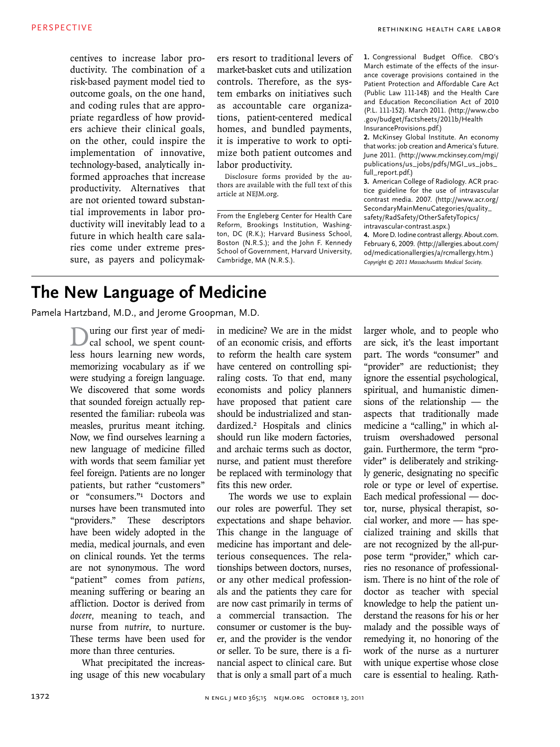centives to increase labor productivity. The combination of a risk-based payment model tied to outcome goals, on the one hand, and coding rules that are appropriate regardless of how providers achieve their clinical goals, on the other, could inspire the implementation of innovative, technology-based, analytically informed approaches that increase productivity. Alternatives that are not oriented toward substantial improvements in labor productivity will inevitably lead to a future in which health care salaries come under extreme pressure, as payers and policymakers resort to traditional levers of market-basket cuts and utilization controls. Therefore, as the system embarks on initiatives such as accountable care organizations, patient-centered medical homes, and bundled payments, it is imperative to work to optimize both patient outcomes and labor productivity.

Disclosure forms provided by the authors are available with the full text of this article at NEJM.org.

From the Engleberg Center for Health Care Reform, Brookings Institution, Washington, DC (R.K.); Harvard Business School, Boston (N.R.S.); and the John F. Kennedy School of Government, Harvard University, Cambridge, MA (N.R.S.).

1. Congressional Budget Office. CBO's March estimate of the effects of the insurance coverage provisions contained in the Patient Protection and Affordable Care Act (Public Law 111-148) and the Health Care and Education Reconciliation Act of 2010 (P.L. 111-152). March 2011. (http://www.cbo.gov/budget/factsheets/2011b/HealthInsuranceProvisions.pdf.)

2. McKinsey Global Institute. An economy that works: job creation and America's future. June 2011. (http://www.mckinsey.com/mgi/publications/us_jobs/pdfs/MGI_us_jobs_full_report.pdf.)

3. American College of Radiology. ACR practice guideline for the use of intravascular contrast media. 2007. (http://www.acr.org/SecondaryMainMenuCategories/quality_safety/RadSafety/OtherSafetyTopics/intravascular-contrast.aspx.)

4. More D. Iodine contrast allergy. About.com. February 6, 2009. (http://allergies.about.com/od/medicationallergies/a/rcmallergy.htm.)

*Copyright © 2011 Massachusetts Medical Society.*

# The New Language of Medicine

Pamela Hartzband, M.D., and Jerome Groopman, M.D.

During our first year of medical school, we spent countless hours learning new words, memorizing vocabulary as if we were studying a foreign language. We discovered that some words that sounded foreign actually represented the familiar: rubeola was measles, pruritus meant itching. Now, we find ourselves learning a new language of medicine filled with words that seem familiar yet feel foreign. Patients are no longer patients, but rather "customers" or "consumers."[1] Doctors and nurses have been transmuted into "providers." These descriptors have been widely adopted in the media, medical journals, and even on clinical rounds. Yet the terms are not synonymous. The word "patient" comes from *patiens*, meaning suffering or bearing an affliction. Doctor is derived from *docere*, meaning to teach, and nurse from *nutrire*, to nurture. These terms have been used for more than three centuries.

What precipitated the increasing usage of this new vocabulary in medicine? We are in the midst of an economic crisis, and efforts to reform the health care system have centered on controlling spiraling costs. To that end, many economists and policy planners have proposed that patient care should be industrialized and standardized.[2] Hospitals and clinics should run like modern factories, and archaic terms such as doctor, nurse, and patient must therefore be replaced with terminology that fits this new order.

The words we use to explain our roles are powerful. They set expectations and shape behavior. This change in the language of medicine has important and deleterious consequences. The relationships between doctors, nurses, or any other medical professionals and the patients they care for are now cast primarily in terms of a commercial transaction. The consumer or customer is the buyer, and the provider is the vendor or seller. To be sure, there is a financial aspect to clinical care. But that is only a small part of a much larger whole, and to people who are sick, it's the least important part. The words "consumer" and "provider" are reductionist; they ignore the essential psychological, spiritual, and humanistic dimensions of the relationship — the aspects that traditionally made medicine a "calling," in which altruism overshadowed personal gain. Furthermore, the term "provider" is deliberately and strikingly generic, designating no specific role or type or level of expertise. Each medical professional — doctor, nurse, physical therapist, social worker, and more — has specialized training and skills that are not recognized by the all-purpose term "provider," which carries no resonance of professionalism. There is no hint of the role of doctor as teacher with special knowledge to help the patient understand the reasons for his or her malady and the possible ways of remedying it, no honoring of the work of the nurse as a nurturer with unique expertise whose close care is essential to healing. Rath-